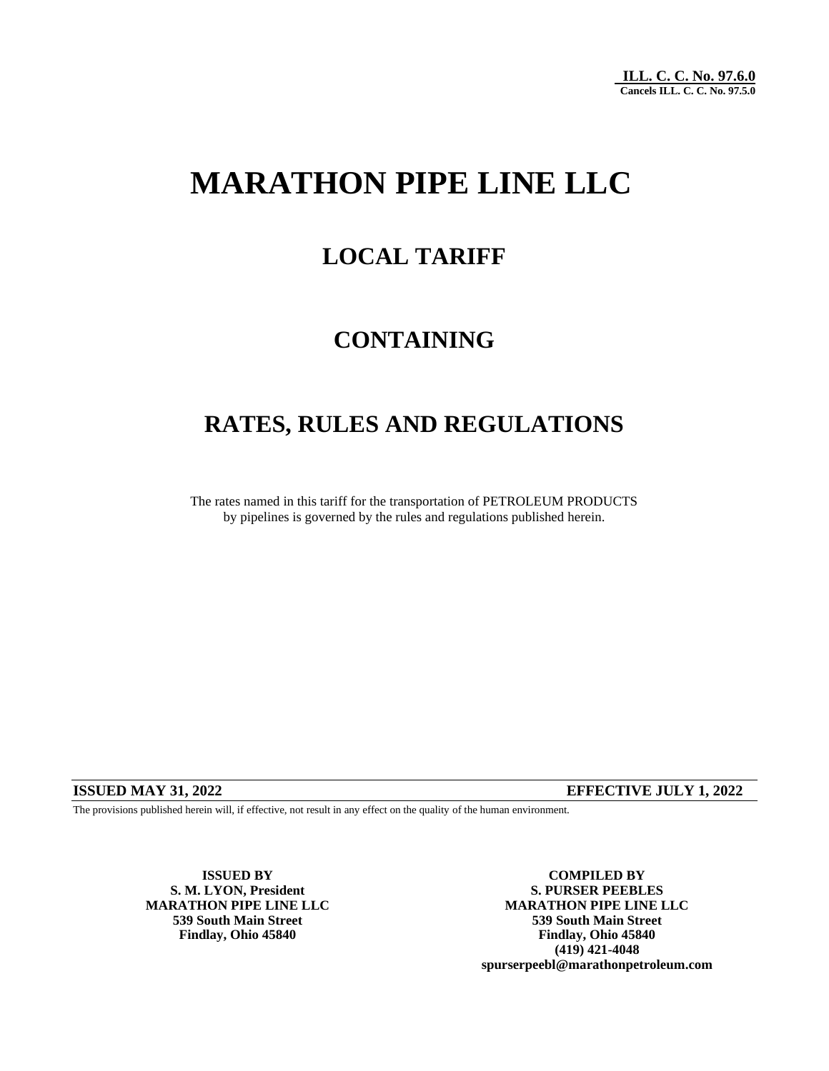**ILL. C. C. No. 97.6.0**
**Cancels ILL. C. C. No. 97.5.0**

# MARATHON PIPE LINE LLC

## LOCAL TARIFF

## CONTAINING

## RATES, RULES AND REGULATIONS

The rates named in this tariff for the transportation of PETROLEUM PRODUCTS by pipelines is governed by the rules and regulations published herein.

**ISSUED MAY 31, 2022** **EFFECTIVE JULY 1, 2022**

The provisions published herein will, if effective, not result in any effect on the quality of the human environment.

**ISSUED BY**
**S. M. LYON, President**
**MARATHON PIPE LINE LLC**
**539 South Main Street**
**Findlay, Ohio 45840**

**COMPILED BY**
**S. PURSER PEEBLES**
**MARATHON PIPE LINE LLC**
**539 South Main Street**
**Findlay, Ohio 45840**
**(419) 421-4048**
**spurserpeebl@marathonpetroleum.com**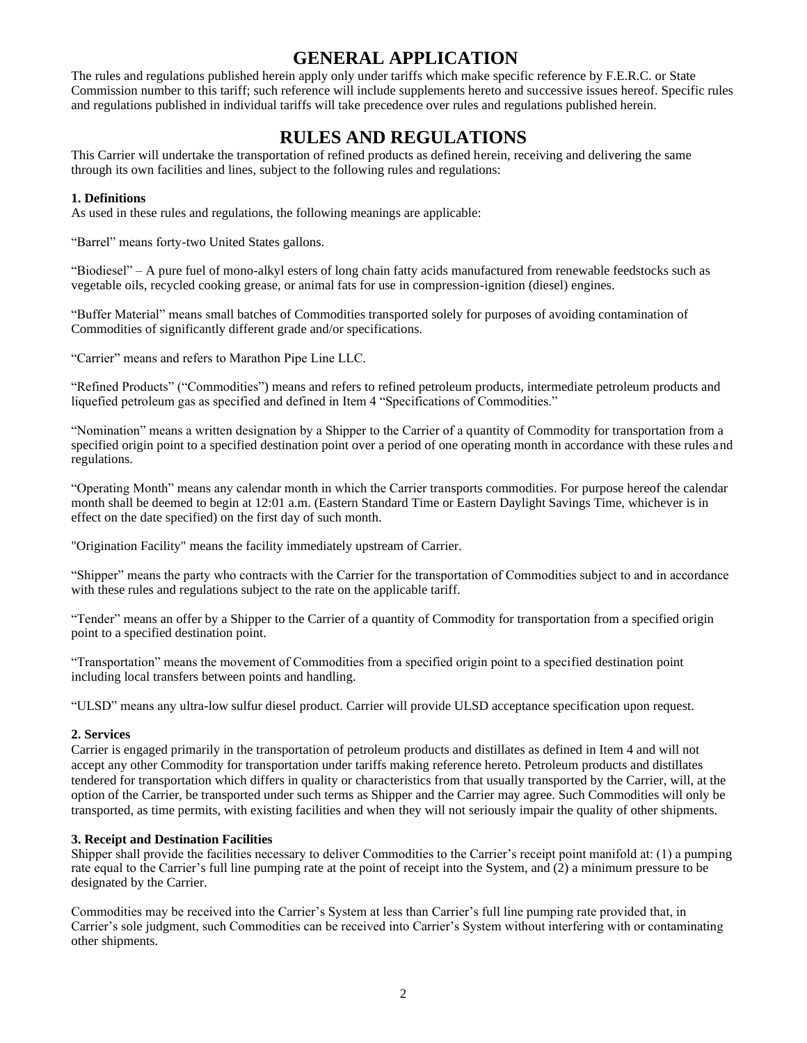# GENERAL APPLICATION

The rules and regulations published herein apply only under tariffs which make specific reference by F.E.R.C. or State Commission number to this tariff; such reference will include supplements hereto and successive issues hereof. Specific rules and regulations published in individual tariffs will take precedence over rules and regulations published herein.

# RULES AND REGULATIONS

This Carrier will undertake the transportation of refined products as defined herein, receiving and delivering the same through its own facilities and lines, subject to the following rules and regulations:

### 1. Definitions

As used in these rules and regulations, the following meanings are applicable:

"Barrel" means forty-two United States gallons.

"Biodiesel" – A pure fuel of mono-alkyl esters of long chain fatty acids manufactured from renewable feedstocks such as vegetable oils, recycled cooking grease, or animal fats for use in compression-ignition (diesel) engines.

"Buffer Material" means small batches of Commodities transported solely for purposes of avoiding contamination of Commodities of significantly different grade and/or specifications.

"Carrier" means and refers to Marathon Pipe Line LLC.

"Refined Products" ("Commodities") means and refers to refined petroleum products, intermediate petroleum products and liquefied petroleum gas as specified and defined in Item 4 "Specifications of Commodities."

"Nomination" means a written designation by a Shipper to the Carrier of a quantity of Commodity for transportation from a specified origin point to a specified destination point over a period of one operating month in accordance with these rules and regulations.

"Operating Month" means any calendar month in which the Carrier transports commodities. For purpose hereof the calendar month shall be deemed to begin at 12:01 a.m. (Eastern Standard Time or Eastern Daylight Savings Time, whichever is in effect on the date specified) on the first day of such month.

"Origination Facility" means the facility immediately upstream of Carrier.

"Shipper" means the party who contracts with the Carrier for the transportation of Commodities subject to and in accordance with these rules and regulations subject to the rate on the applicable tariff.

"Tender" means an offer by a Shipper to the Carrier of a quantity of Commodity for transportation from a specified origin point to a specified destination point.

"Transportation" means the movement of Commodities from a specified origin point to a specified destination point including local transfers between points and handling.

"ULSD" means any ultra-low sulfur diesel product. Carrier will provide ULSD acceptance specification upon request.

### 2. Services

Carrier is engaged primarily in the transportation of petroleum products and distillates as defined in Item 4 and will not accept any other Commodity for transportation under tariffs making reference hereto. Petroleum products and distillates tendered for transportation which differs in quality or characteristics from that usually transported by the Carrier, will, at the option of the Carrier, be transported under such terms as Shipper and the Carrier may agree. Such Commodities will only be transported, as time permits, with existing facilities and when they will not seriously impair the quality of other shipments.

### 3. Receipt and Destination Facilities

Shipper shall provide the facilities necessary to deliver Commodities to the Carrier's receipt point manifold at: (1) a pumping rate equal to the Carrier's full line pumping rate at the point of receipt into the System, and (2) a minimum pressure to be designated by the Carrier.

Commodities may be received into the Carrier's System at less than Carrier's full line pumping rate provided that, in Carrier's sole judgment, such Commodities can be received into Carrier's System without interfering with or contaminating other shipments.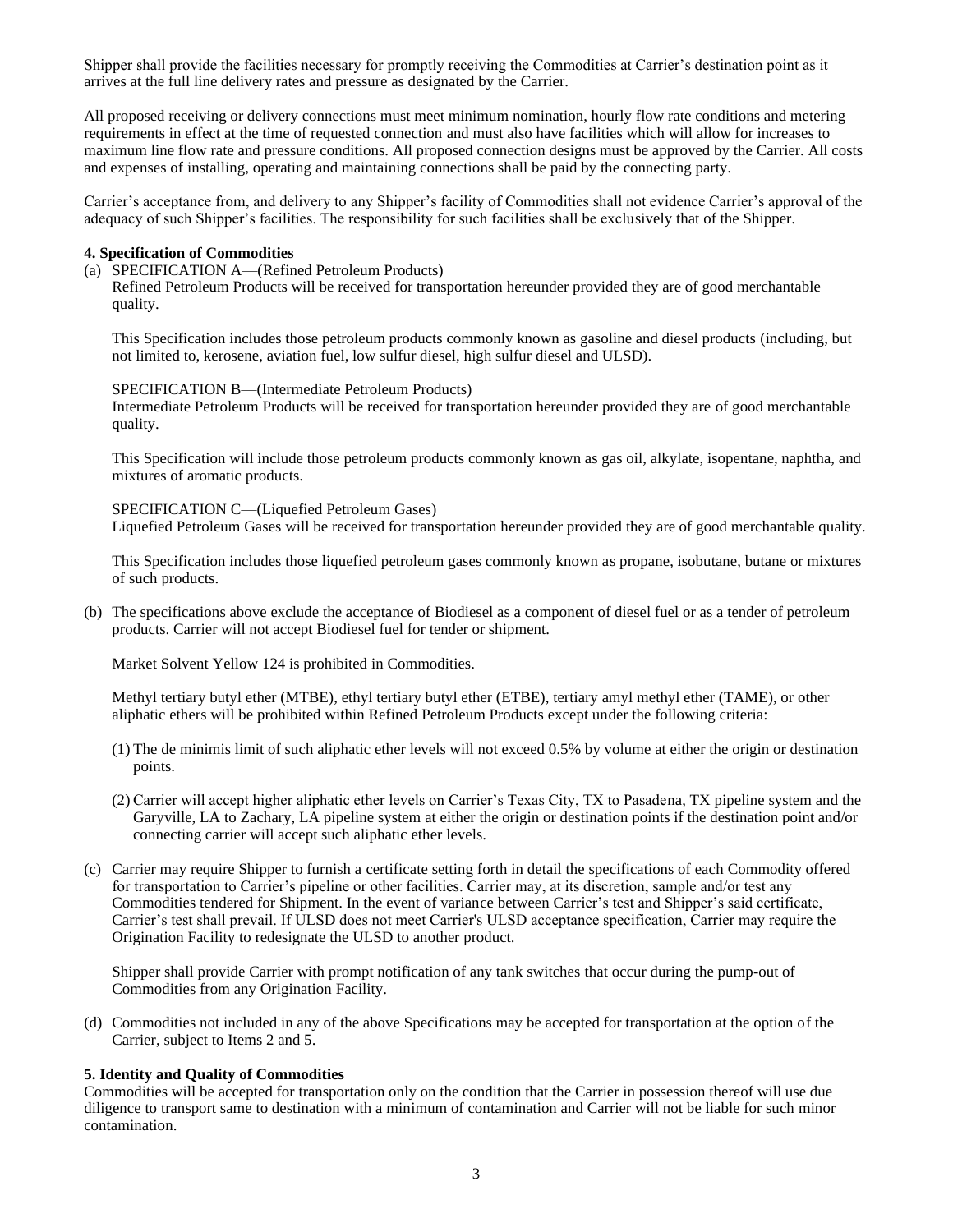Shipper shall provide the facilities necessary for promptly receiving the Commodities at Carrier's destination point as it arrives at the full line delivery rates and pressure as designated by the Carrier.

All proposed receiving or delivery connections must meet minimum nomination, hourly flow rate conditions and metering requirements in effect at the time of requested connection and must also have facilities which will allow for increases to maximum line flow rate and pressure conditions. All proposed connection designs must be approved by the Carrier. All costs and expenses of installing, operating and maintaining connections shall be paid by the connecting party.

Carrier's acceptance from, and delivery to any Shipper's facility of Commodities shall not evidence Carrier's approval of the adequacy of such Shipper's facilities. The responsibility for such facilities shall be exclusively that of the Shipper.

**4. Specification of Commodities**

(a) SPECIFICATION A—(Refined Petroleum Products)
Refined Petroleum Products will be received for transportation hereunder provided they are of good merchantable quality.

This Specification includes those petroleum products commonly known as gasoline and diesel products (including, but not limited to, kerosene, aviation fuel, low sulfur diesel, high sulfur diesel and ULSD).

SPECIFICATION B—(Intermediate Petroleum Products)
Intermediate Petroleum Products will be received for transportation hereunder provided they are of good merchantable quality.

This Specification will include those petroleum products commonly known as gas oil, alkylate, isopentane, naphtha, and mixtures of aromatic products.

SPECIFICATION C—(Liquefied Petroleum Gases)
Liquefied Petroleum Gases will be received for transportation hereunder provided they are of good merchantable quality.

This Specification includes those liquefied petroleum gases commonly known as propane, isobutane, butane or mixtures of such products.

(b) The specifications above exclude the acceptance of Biodiesel as a component of diesel fuel or as a tender of petroleum products. Carrier will not accept Biodiesel fuel for tender or shipment.

Market Solvent Yellow 124 is prohibited in Commodities.

Methyl tertiary butyl ether (MTBE), ethyl tertiary butyl ether (ETBE), tertiary amyl methyl ether (TAME), or other aliphatic ethers will be prohibited within Refined Petroleum Products except under the following criteria:

(1) The de minimis limit of such aliphatic ether levels will not exceed 0.5% by volume at either the origin or destination points.

(2) Carrier will accept higher aliphatic ether levels on Carrier's Texas City, TX to Pasadena, TX pipeline system and the Garyville, LA to Zachary, LA pipeline system at either the origin or destination points if the destination point and/or connecting carrier will accept such aliphatic ether levels.

(c) Carrier may require Shipper to furnish a certificate setting forth in detail the specifications of each Commodity offered for transportation to Carrier's pipeline or other facilities. Carrier may, at its discretion, sample and/or test any Commodities tendered for Shipment. In the event of variance between Carrier's test and Shipper's said certificate, Carrier's test shall prevail. If ULSD does not meet Carrier's ULSD acceptance specification, Carrier may require the Origination Facility to redesignate the ULSD to another product.

Shipper shall provide Carrier with prompt notification of any tank switches that occur during the pump-out of Commodities from any Origination Facility.

(d) Commodities not included in any of the above Specifications may be accepted for transportation at the option of the Carrier, subject to Items 2 and 5.

**5. Identity and Quality of Commodities**

Commodities will be accepted for transportation only on the condition that the Carrier in possession thereof will use due diligence to transport same to destination with a minimum of contamination and Carrier will not be liable for such minor contamination.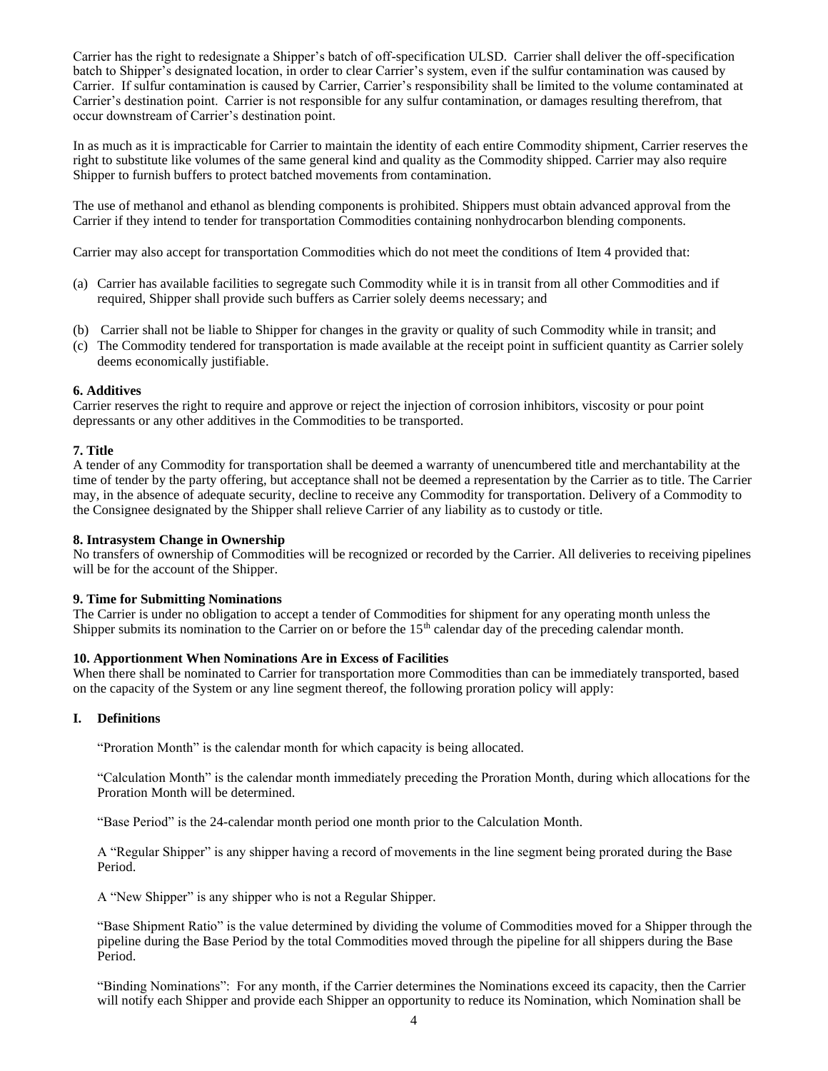Carrier has the right to redesignate a Shipper's batch of off-specification ULSD. Carrier shall deliver the off-specification batch to Shipper's designated location, in order to clear Carrier's system, even if the sulfur contamination was caused by Carrier. If sulfur contamination is caused by Carrier, Carrier's responsibility shall be limited to the volume contaminated at Carrier's destination point. Carrier is not responsible for any sulfur contamination, or damages resulting therefrom, that occur downstream of Carrier's destination point.

In as much as it is impracticable for Carrier to maintain the identity of each entire Commodity shipment, Carrier reserves the right to substitute like volumes of the same general kind and quality as the Commodity shipped. Carrier may also require Shipper to furnish buffers to protect batched movements from contamination.

The use of methanol and ethanol as blending components is prohibited. Shippers must obtain advanced approval from the Carrier if they intend to tender for transportation Commodities containing nonhydrocarbon blending components.

Carrier may also accept for transportation Commodities which do not meet the conditions of Item 4 provided that:

(a) Carrier has available facilities to segregate such Commodity while it is in transit from all other Commodities and if required, Shipper shall provide such buffers as Carrier solely deems necessary; and

(b) Carrier shall not be liable to Shipper for changes in the gravity or quality of such Commodity while in transit; and

(c) The Commodity tendered for transportation is made available at the receipt point in sufficient quantity as Carrier solely deems economically justifiable.

**6. Additives**

Carrier reserves the right to require and approve or reject the injection of corrosion inhibitors, viscosity or pour point depressants or any other additives in the Commodities to be transported.

**7. Title**

A tender of any Commodity for transportation shall be deemed a warranty of unencumbered title and merchantability at the time of tender by the party offering, but acceptance shall not be deemed a representation by the Carrier as to title. The Carrier may, in the absence of adequate security, decline to receive any Commodity for transportation. Delivery of a Commodity to the Consignee designated by the Shipper shall relieve Carrier of any liability as to custody or title.

**8. Intrasystem Change in Ownership**

No transfers of ownership of Commodities will be recognized or recorded by the Carrier. All deliveries to receiving pipelines will be for the account of the Shipper.

**9. Time for Submitting Nominations**

The Carrier is under no obligation to accept a tender of Commodities for shipment for any operating month unless the Shipper submits its nomination to the Carrier on or before the 15th calendar day of the preceding calendar month.

**10. Apportionment When Nominations Are in Excess of Facilities**

When there shall be nominated to Carrier for transportation more Commodities than can be immediately transported, based on the capacity of the System or any line segment thereof, the following proration policy will apply:

**I. Definitions**

"Proration Month" is the calendar month for which capacity is being allocated.

"Calculation Month" is the calendar month immediately preceding the Proration Month, during which allocations for the Proration Month will be determined.

"Base Period" is the 24-calendar month period one month prior to the Calculation Month.

A "Regular Shipper" is any shipper having a record of movements in the line segment being prorated during the Base Period.

A "New Shipper" is any shipper who is not a Regular Shipper.

"Base Shipment Ratio" is the value determined by dividing the volume of Commodities moved for a Shipper through the pipeline during the Base Period by the total Commodities moved through the pipeline for all shippers during the Base Period.

"Binding Nominations": For any month, if the Carrier determines the Nominations exceed its capacity, then the Carrier will notify each Shipper and provide each Shipper an opportunity to reduce its Nomination, which Nomination shall be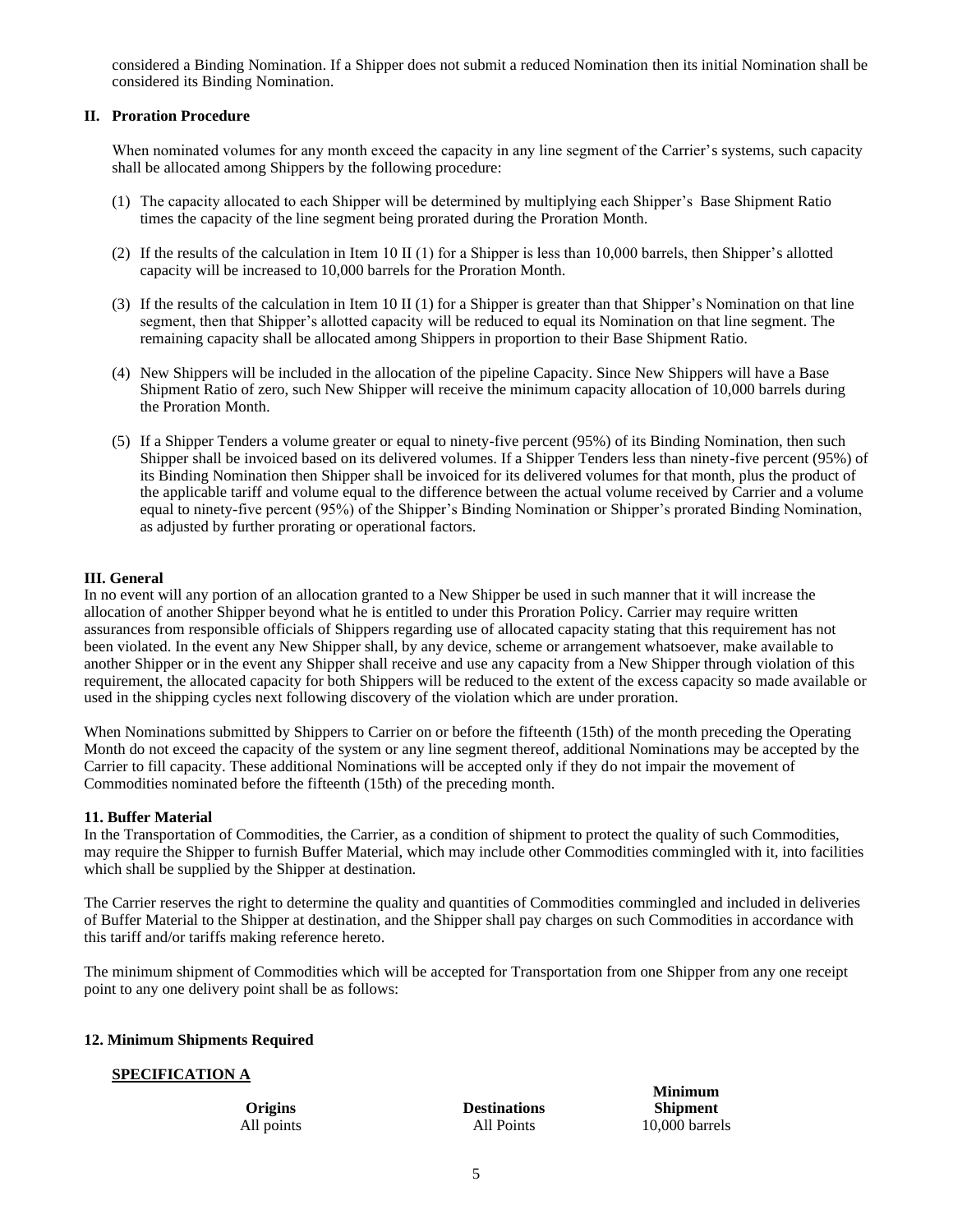considered a Binding Nomination. If a Shipper does not submit a reduced Nomination then its initial Nomination shall be considered its Binding Nomination.

**II. Proration Procedure**

When nominated volumes for any month exceed the capacity in any line segment of the Carrier's systems, such capacity shall be allocated among Shippers by the following procedure:

(1) The capacity allocated to each Shipper will be determined by multiplying each Shipper's Base Shipment Ratio times the capacity of the line segment being prorated during the Proration Month.

(2) If the results of the calculation in Item 10 II (1) for a Shipper is less than 10,000 barrels, then Shipper's allotted capacity will be increased to 10,000 barrels for the Proration Month.

(3) If the results of the calculation in Item 10 II (1) for a Shipper is greater than that Shipper's Nomination on that line segment, then that Shipper's allotted capacity will be reduced to equal its Nomination on that line segment. The remaining capacity shall be allocated among Shippers in proportion to their Base Shipment Ratio.

(4) New Shippers will be included in the allocation of the pipeline Capacity. Since New Shippers will have a Base Shipment Ratio of zero, such New Shipper will receive the minimum capacity allocation of 10,000 barrels during the Proration Month.

(5) If a Shipper Tenders a volume greater or equal to ninety-five percent (95%) of its Binding Nomination, then such Shipper shall be invoiced based on its delivered volumes. If a Shipper Tenders less than ninety-five percent (95%) of its Binding Nomination then Shipper shall be invoiced for its delivered volumes for that month, plus the product of the applicable tariff and volume equal to the difference between the actual volume received by Carrier and a volume equal to ninety-five percent (95%) of the Shipper's Binding Nomination or Shipper's prorated Binding Nomination, as adjusted by further prorating or operational factors.

**III. General**

In no event will any portion of an allocation granted to a New Shipper be used in such manner that it will increase the allocation of another Shipper beyond what he is entitled to under this Proration Policy. Carrier may require written assurances from responsible officials of Shippers regarding use of allocated capacity stating that this requirement has not been violated. In the event any New Shipper shall, by any device, scheme or arrangement whatsoever, make available to another Shipper or in the event any Shipper shall receive and use any capacity from a New Shipper through violation of this requirement, the allocated capacity for both Shippers will be reduced to the extent of the excess capacity so made available or used in the shipping cycles next following discovery of the violation which are under proration.

When Nominations submitted by Shippers to Carrier on or before the fifteenth (15th) of the month preceding the Operating Month do not exceed the capacity of the system or any line segment thereof, additional Nominations may be accepted by the Carrier to fill capacity. These additional Nominations will be accepted only if they do not impair the movement of Commodities nominated before the fifteenth (15th) of the preceding month.

**11. Buffer Material**

In the Transportation of Commodities, the Carrier, as a condition of shipment to protect the quality of such Commodities, may require the Shipper to furnish Buffer Material, which may include other Commodities commingled with it, into facilities which shall be supplied by the Shipper at destination.

The Carrier reserves the right to determine the quality and quantities of Commodities commingled and included in deliveries of Buffer Material to the Shipper at destination, and the Shipper shall pay charges on such Commodities in accordance with this tariff and/or tariffs making reference hereto.

The minimum shipment of Commodities which will be accepted for Transportation from one Shipper from any one receipt point to any one delivery point shall be as follows:

**12. Minimum Shipments Required**

**SPECIFICATION A**

| Origins | Destinations | Minimum Shipment |
|---|---|---|
| All points | All Points | 10,000 barrels |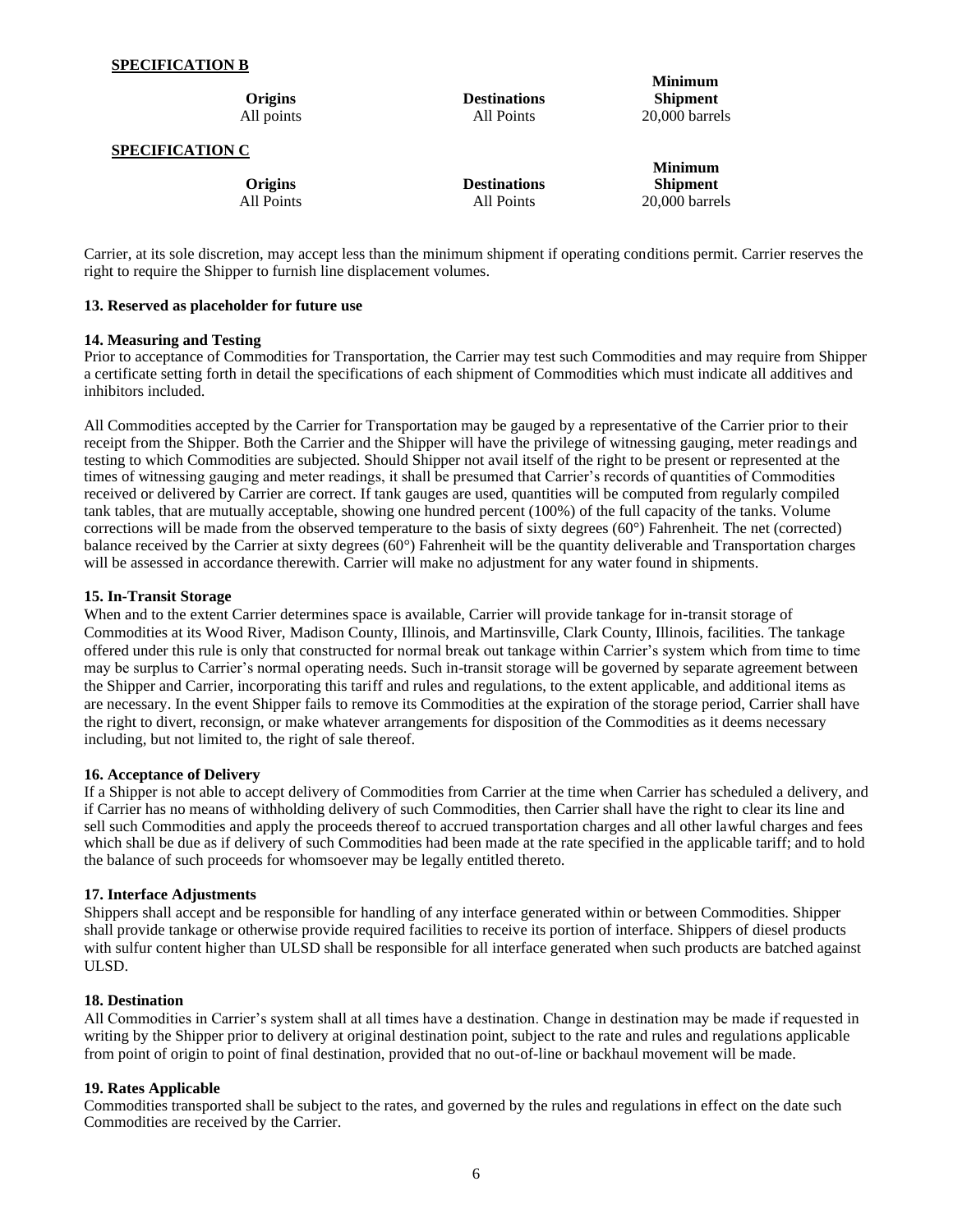**SPECIFICATION B**

| Origins | Destinations | Minimum Shipment |
|---|---|---|
| All points | All Points | 20,000 barrels |

**SPECIFICATION C**

| Origins | Destinations | Minimum Shipment |
|---|---|---|
| All Points | All Points | 20,000 barrels |

Carrier, at its sole discretion, may accept less than the minimum shipment if operating conditions permit. Carrier reserves the right to require the Shipper to furnish line displacement volumes.

**13. Reserved as placeholder for future use**

**14. Measuring and Testing**

Prior to acceptance of Commodities for Transportation, the Carrier may test such Commodities and may require from Shipper a certificate setting forth in detail the specifications of each shipment of Commodities which must indicate all additives and inhibitors included.

All Commodities accepted by the Carrier for Transportation may be gauged by a representative of the Carrier prior to their receipt from the Shipper. Both the Carrier and the Shipper will have the privilege of witnessing gauging, meter readings and testing to which Commodities are subjected. Should Shipper not avail itself of the right to be present or represented at the times of witnessing gauging and meter readings, it shall be presumed that Carrier's records of quantities of Commodities received or delivered by Carrier are correct. If tank gauges are used, quantities will be computed from regularly compiled tank tables, that are mutually acceptable, showing one hundred percent (100%) of the full capacity of the tanks. Volume corrections will be made from the observed temperature to the basis of sixty degrees (60°) Fahrenheit. The net (corrected) balance received by the Carrier at sixty degrees (60°) Fahrenheit will be the quantity deliverable and Transportation charges will be assessed in accordance therewith. Carrier will make no adjustment for any water found in shipments.

**15. In-Transit Storage**

When and to the extent Carrier determines space is available, Carrier will provide tankage for in-transit storage of Commodities at its Wood River, Madison County, Illinois, and Martinsville, Clark County, Illinois, facilities. The tankage offered under this rule is only that constructed for normal break out tankage within Carrier's system which from time to time may be surplus to Carrier's normal operating needs. Such in-transit storage will be governed by separate agreement between the Shipper and Carrier, incorporating this tariff and rules and regulations, to the extent applicable, and additional items as are necessary. In the event Shipper fails to remove its Commodities at the expiration of the storage period, Carrier shall have the right to divert, reconsign, or make whatever arrangements for disposition of the Commodities as it deems necessary including, but not limited to, the right of sale thereof.

**16. Acceptance of Delivery**

If a Shipper is not able to accept delivery of Commodities from Carrier at the time when Carrier has scheduled a delivery, and if Carrier has no means of withholding delivery of such Commodities, then Carrier shall have the right to clear its line and sell such Commodities and apply the proceeds thereof to accrued transportation charges and all other lawful charges and fees which shall be due as if delivery of such Commodities had been made at the rate specified in the applicable tariff; and to hold the balance of such proceeds for whomsoever may be legally entitled thereto.

**17. Interface Adjustments**

Shippers shall accept and be responsible for handling of any interface generated within or between Commodities. Shipper shall provide tankage or otherwise provide required facilities to receive its portion of interface. Shippers of diesel products with sulfur content higher than ULSD shall be responsible for all interface generated when such products are batched against ULSD.

**18. Destination**

All Commodities in Carrier's system shall at all times have a destination. Change in destination may be made if requested in writing by the Shipper prior to delivery at original destination point, subject to the rate and rules and regulations applicable from point of origin to point of final destination, provided that no out-of-line or backhaul movement will be made.

**19. Rates Applicable**

Commodities transported shall be subject to the rates, and governed by the rules and regulations in effect on the date such Commodities are received by the Carrier.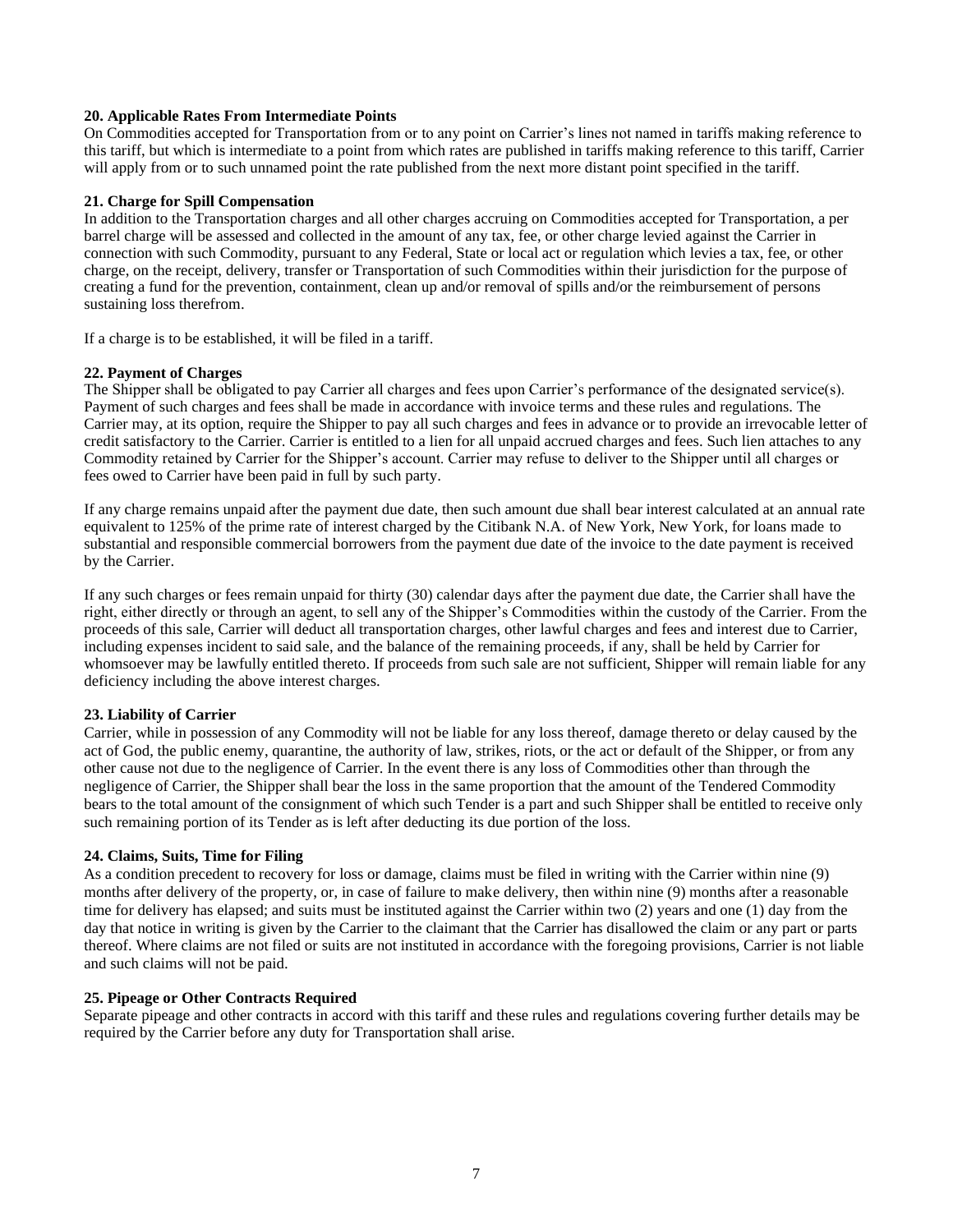**20. Applicable Rates From Intermediate Points**

On Commodities accepted for Transportation from or to any point on Carrier's lines not named in tariffs making reference to this tariff, but which is intermediate to a point from which rates are published in tariffs making reference to this tariff, Carrier will apply from or to such unnamed point the rate published from the next more distant point specified in the tariff.

**21. Charge for Spill Compensation**

In addition to the Transportation charges and all other charges accruing on Commodities accepted for Transportation, a per barrel charge will be assessed and collected in the amount of any tax, fee, or other charge levied against the Carrier in connection with such Commodity, pursuant to any Federal, State or local act or regulation which levies a tax, fee, or other charge, on the receipt, delivery, transfer or Transportation of such Commodities within their jurisdiction for the purpose of creating a fund for the prevention, containment, clean up and/or removal of spills and/or the reimbursement of persons sustaining loss therefrom.

If a charge is to be established, it will be filed in a tariff.

**22. Payment of Charges**

The Shipper shall be obligated to pay Carrier all charges and fees upon Carrier's performance of the designated service(s). Payment of such charges and fees shall be made in accordance with invoice terms and these rules and regulations. The Carrier may, at its option, require the Shipper to pay all such charges and fees in advance or to provide an irrevocable letter of credit satisfactory to the Carrier. Carrier is entitled to a lien for all unpaid accrued charges and fees. Such lien attaches to any Commodity retained by Carrier for the Shipper's account. Carrier may refuse to deliver to the Shipper until all charges or fees owed to Carrier have been paid in full by such party.

If any charge remains unpaid after the payment due date, then such amount due shall bear interest calculated at an annual rate equivalent to 125% of the prime rate of interest charged by the Citibank N.A. of New York, New York, for loans made to substantial and responsible commercial borrowers from the payment due date of the invoice to the date payment is received by the Carrier.

If any such charges or fees remain unpaid for thirty (30) calendar days after the payment due date, the Carrier shall have the right, either directly or through an agent, to sell any of the Shipper's Commodities within the custody of the Carrier. From the proceeds of this sale, Carrier will deduct all transportation charges, other lawful charges and fees and interest due to Carrier, including expenses incident to said sale, and the balance of the remaining proceeds, if any, shall be held by Carrier for whomsoever may be lawfully entitled thereto. If proceeds from such sale are not sufficient, Shipper will remain liable for any deficiency including the above interest charges.

**23. Liability of Carrier**

Carrier, while in possession of any Commodity will not be liable for any loss thereof, damage thereto or delay caused by the act of God, the public enemy, quarantine, the authority of law, strikes, riots, or the act or default of the Shipper, or from any other cause not due to the negligence of Carrier. In the event there is any loss of Commodities other than through the negligence of Carrier, the Shipper shall bear the loss in the same proportion that the amount of the Tendered Commodity bears to the total amount of the consignment of which such Tender is a part and such Shipper shall be entitled to receive only such remaining portion of its Tender as is left after deducting its due portion of the loss.

**24. Claims, Suits, Time for Filing**

As a condition precedent to recovery for loss or damage, claims must be filed in writing with the Carrier within nine (9) months after delivery of the property, or, in case of failure to make delivery, then within nine (9) months after a reasonable time for delivery has elapsed; and suits must be instituted against the Carrier within two (2) years and one (1) day from the day that notice in writing is given by the Carrier to the claimant that the Carrier has disallowed the claim or any part or parts thereof. Where claims are not filed or suits are not instituted in accordance with the foregoing provisions, Carrier is not liable and such claims will not be paid.

**25. Pipeage or Other Contracts Required**

Separate pipeage and other contracts in accord with this tariff and these rules and regulations covering further details may be required by the Carrier before any duty for Transportation shall arise.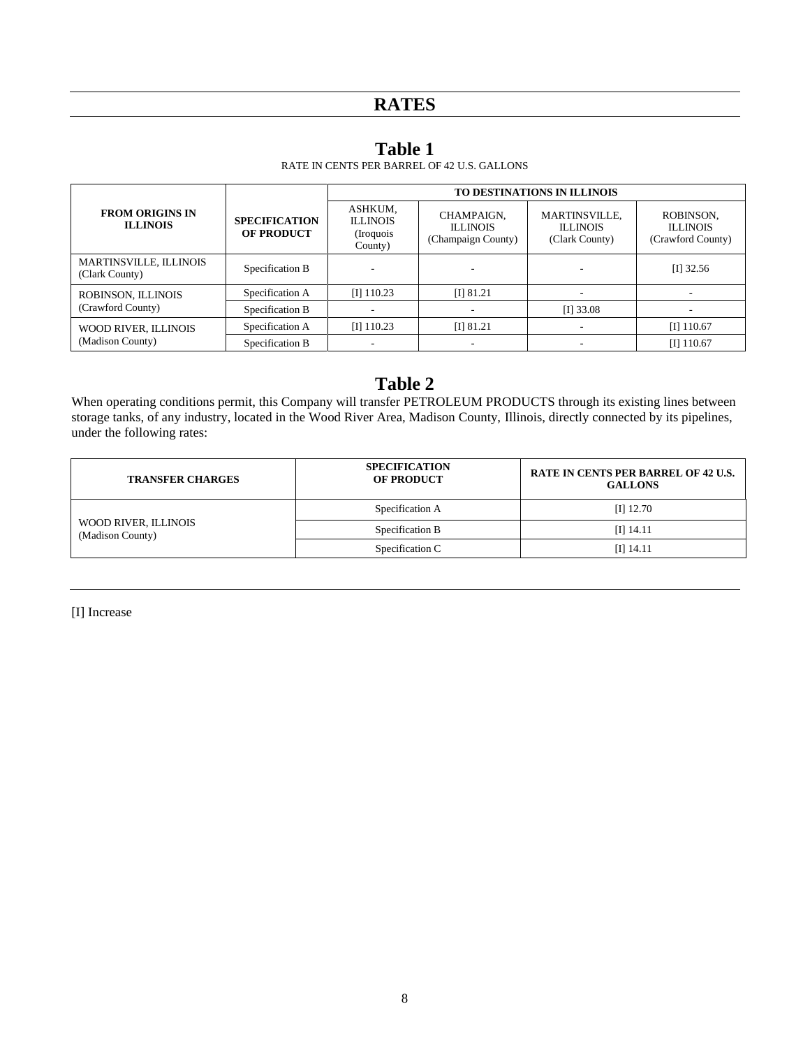# RATES

## Table 1

RATE IN CENTS PER BARREL OF 42 U.S. GALLONS

| FROM ORIGINS IN ILLINOIS | SPECIFICATION OF PRODUCT | TO DESTINATIONS IN ILLINOIS | | | |
|---|---|---|---|---|---|
| | | ASHKUM, ILLINOIS (Iroquois County) | CHAMPAIGN, ILLINOIS (Champaign County) | MARTINSVILLE, ILLINOIS (Clark County) | ROBINSON, ILLINOIS (Crawford County) |
| MARTINSVILLE, ILLINOIS (Clark County) | Specification B | - | - | - | [I] 32.56 |
| ROBINSON, ILLINOIS (Crawford County) | Specification A | [I] 110.23 | [I] 81.21 | - | - |
| | Specification B | - | - | [I] 33.08 | - |
| WOOD RIVER, ILLINOIS (Madison County) | Specification A | [I] 110.23 | [I] 81.21 | - | [I] 110.67 |
| | Specification B | - | - | - | [I] 110.67 |

## Table 2

When operating conditions permit, this Company will transfer PETROLEUM PRODUCTS through its existing lines between storage tanks, of any industry, located in the Wood River Area, Madison County, Illinois, directly connected by its pipelines, under the following rates:

| TRANSFER CHARGES | SPECIFICATION OF PRODUCT | RATE IN CENTS PER BARREL OF 42 U.S. GALLONS |
|---|---|---|
| WOOD RIVER, ILLINOIS (Madison County) | Specification A | [I] 12.70 |
| | Specification B | [I] 14.11 |
| | Specification C | [I] 14.11 |

[I] Increase